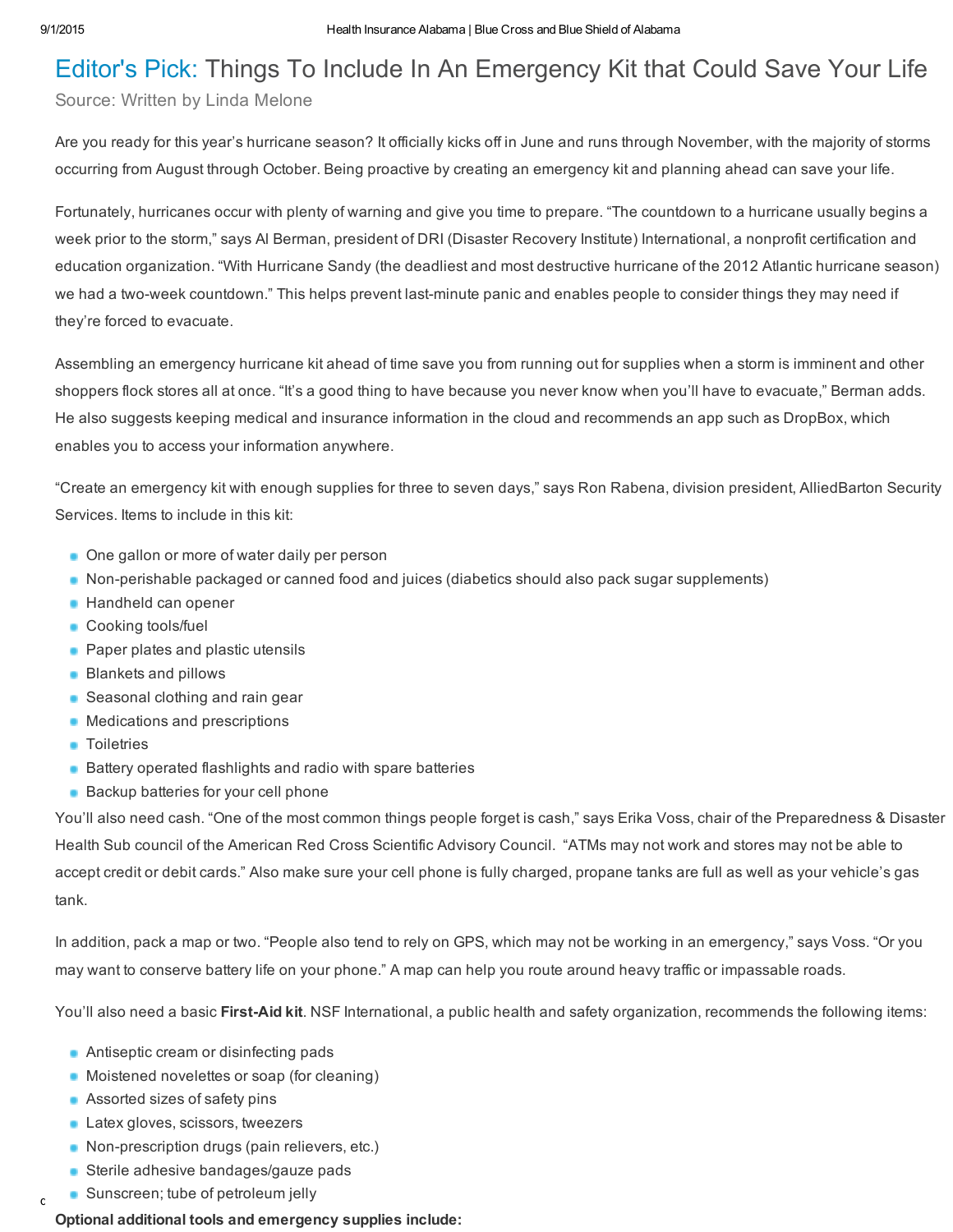# Editor's Pick: Things To Include In An Emergency Kit that Could Save Your Life

Source: Written by Linda Melone

Are you ready for this year's hurricane season? It officially kicks off in June and runs through November, with the majority of storms occurring from August through October. Being proactive by creating an emergency kit and planning ahead can save your life.

Fortunately, hurricanes occur with plenty of warning and give you time to prepare. "The countdown to a hurricane usually begins a week prior to the storm," says Al Berman, president of DRI (Disaster Recovery Institute) International, a nonprofit certification and education organization. "With Hurricane Sandy (the deadliest and most destructive hurricane of the 2012 Atlantic hurricane season) we had a two-week countdown." This helps prevent last-minute panic and enables people to consider things they may need if they're forced to evacuate.

Assembling an emergency hurricane kit ahead of time save you from running out for supplies when a storm is imminent and other shoppers flock stores all at once. "It's a good thing to have because you never know when you'll have to evacuate," Berman adds. He also suggests keeping medical and insurance information in the cloud and recommends an app such as DropBox, which enables you to access your information anywhere.

"Create an emergency kit with enough supplies for three to seven days," says Ron Rabena, division president, AlliedBarton Security Services. Items to include in this kit:

- One gallon or more of water daily per person
- Non-perishable packaged or canned food and juices (diabetics should also pack sugar supplements)
- Handheld can opener
- Cooking tools/fuel
- Paper plates and plastic utensils
- Blankets and pillows
- Seasonal clothing and rain gear
- Medications and prescriptions
- Toiletries
- Battery operated flashlights and radio with spare batteries
- Backup batteries for your cell phone

You'll also need cash. "One of the most common things people forget is cash," says Erika Voss, chair of the Preparedness & Disaster Health Sub council of the American Red Cross Scientific Advisory Council. "ATMs may not work and stores may not be able to accept credit or debit cards." Also make sure your cell phone is fully charged, propane tanks are full as well as your vehicle's gas tank.

In addition, pack a map or two. "People also tend to rely on GPS, which may not be working in an emergency," says Voss. "Or you may want to conserve battery life on your phone." A map can help you route around heavy traffic or impassable roads.

You'll also need a basic **First-Aid kit**. NSF International, a public health and safety organization, recommends the following items:

- Antiseptic cream or disinfecting pads
- Moistened novelettes or soap (for cleaning)
- Assorted sizes of safety pins
- Latex gloves, scissors, tweezers
- Non-prescription drugs (pain relievers, etc.)
- Sterile adhesive bandages/gauze pads
- Sunscreen; tube of petroleum jelly

**Optional additional tools and emergency supplies include:**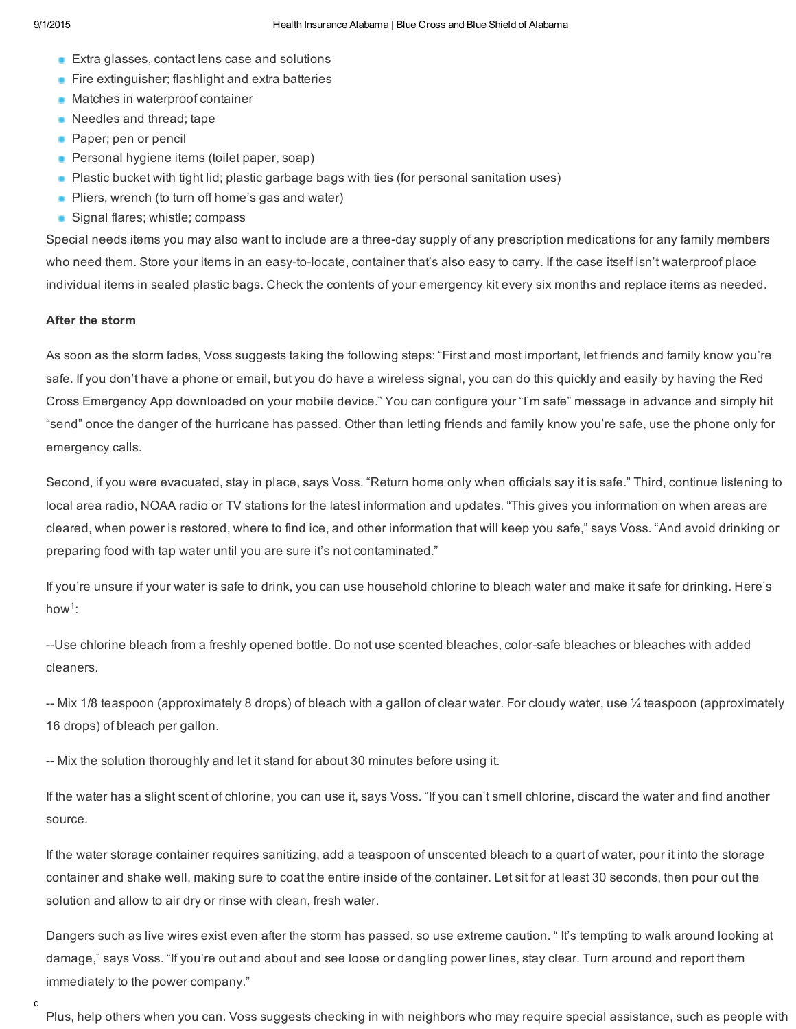- Extra glasses, contact lens case and solutions
- Fire extinguisher; flashlight and extra batteries
- Matches in waterproof container
- Needles and thread; tape
- Paper; pen or pencil
- Personal hygiene items (toilet paper, soap)
- Plastic bucket with tight lid; plastic garbage bags with ties (for personal sanitation uses)
- Pliers, wrench (to turn off home's gas and water)
- Signal flares; whistle; compass

Special needs items you may also want to include are a three-day supply of any prescription medications for any family members who need them. Store your items in an easy-to-locate, container that's also easy to carry. If the case itself isn't waterproof place individual items in sealed plastic bags. Check the contents of your emergency kit every six months and replace items as needed.

**After the storm**

As soon as the storm fades, Voss suggests taking the following steps: "First and most important, let friends and family know you're safe. If you don't have a phone or email, but you do have a wireless signal, you can do this quickly and easily by having the Red Cross Emergency App downloaded on your mobile device." You can configure your "I'm safe" message in advance and simply hit "send" once the danger of the hurricane has passed. Other than letting friends and family know you're safe, use the phone only for emergency calls.

Second, if you were evacuated, stay in place, says Voss. "Return home only when officials say it is safe." Third, continue listening to local area radio, NOAA radio or TV stations for the latest information and updates. "This gives you information on when areas are cleared, when power is restored, where to find ice, and other information that will keep you safe," says Voss. "And avoid drinking or preparing food with tap water until you are sure it's not contaminated."

If you're unsure if your water is safe to drink, you can use household chlorine to bleach water and make it safe for drinking. Here's how[1]:

--Use chlorine bleach from a freshly opened bottle. Do not use scented bleaches, color-safe bleaches or bleaches with added cleaners.

-- Mix 1/8 teaspoon (approximately 8 drops) of bleach with a gallon of clear water. For cloudy water, use ¼ teaspoon (approximately 16 drops) of bleach per gallon.

-- Mix the solution thoroughly and let it stand for about 30 minutes before using it.

If the water has a slight scent of chlorine, you can use it, says Voss. "If you can't smell chlorine, discard the water and find another source.

If the water storage container requires sanitizing, add a teaspoon of unscented bleach to a quart of water, pour it into the storage container and shake well, making sure to coat the entire inside of the container. Let sit for at least 30 seconds, then pour out the solution and allow to air dry or rinse with clean, fresh water.

Dangers such as live wires exist even after the storm has passed, so use extreme caution. " It's tempting to walk around looking at damage," says Voss. "If you're out and about and see loose or dangling power lines, stay clear. Turn around and report them immediately to the power company."

Plus, help others when you can. Voss suggests checking in with neighbors who may require special assistance, such as people with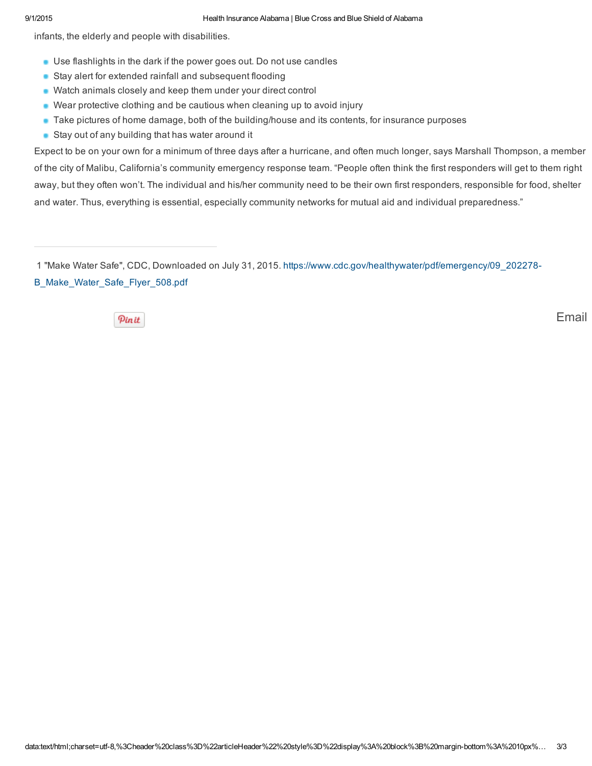infants, the elderly and people with disabilities.

- Use flashlights in the dark if the power goes out. Do not use candles
- Stay alert for extended rainfall and subsequent flooding
- Watch animals closely and keep them under your direct control
- Wear protective clothing and be cautious when cleaning up to avoid injury
- Take pictures of home damage, both of the building/house and its contents, for insurance purposes
- Stay out of any building that has water around it

Expect to be on your own for a minimum of three days after a hurricane, and often much longer, says Marshall Thompson, a member of the city of Malibu, California's community emergency response team. "People often think the first responders will get to them right away, but they often won't. The individual and his/her community need to be their own first responders, responsible for food, shelter and water. Thus, everything is essential, especially community networks for mutual aid and individual preparedness."

---

1 "Make Water Safe", CDC, Downloaded on July 31, 2015. https://www.cdc.gov/healthywater/pdf/emergency/09_202278-B_Make_Water_Safe_Flyer_508.pdf

Pin it

Email